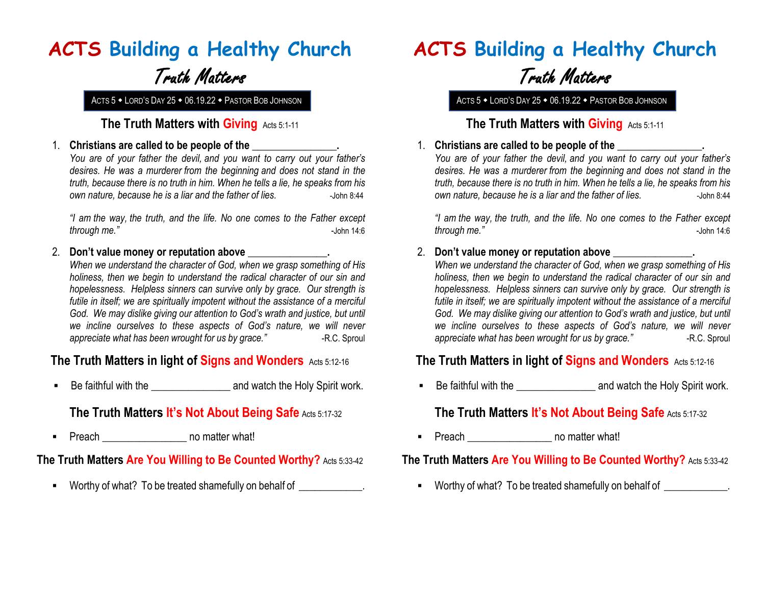# ACTS Building a Healthy Church

## *Truth Matters*

ACTS 5 ◆ LORD'S DAY 25 ◆ 06.19.22 ◆ PASTOR BOB JOHNSON

### The Truth Matters with Giving Acts 5:1-11

1. **Christians are called to be people of the _______________.**
   *You are of your father the devil, and you want to carry out your father's desires. He was a murderer from the beginning and does not stand in the truth, because there is no truth in him. When he tells a lie, he speaks from his own nature, because he is a liar and the father of lies.* -John 8:44

   *"I am the way, the truth, and the life. No one comes to the Father except through me."* -John 14:6

2. **Don't value money or reputation above ______________.**
   *When we understand the character of God, when we grasp something of His holiness, then we begin to understand the radical character of our sin and hopelessness. Helpless sinners can survive only by grace. Our strength is futile in itself; we are spiritually impotent without the assistance of a merciful God. We may dislike giving our attention to God's wrath and justice, but until we incline ourselves to these aspects of God's nature, we will never appreciate what has been wrought for us by grace."* -R.C. Sproul

### The Truth Matters in light of Signs and Wonders Acts 5:12-16

- Be faithful with the ______________ and watch the Holy Spirit work.

### The Truth Matters It's Not About Being Safe Acts 5:17-32

- Preach _______________ no matter what!

### The Truth Matters Are You Willing to Be Counted Worthy? Acts 5:33-42

- Worthy of what? To be treated shamefully on behalf of ___________.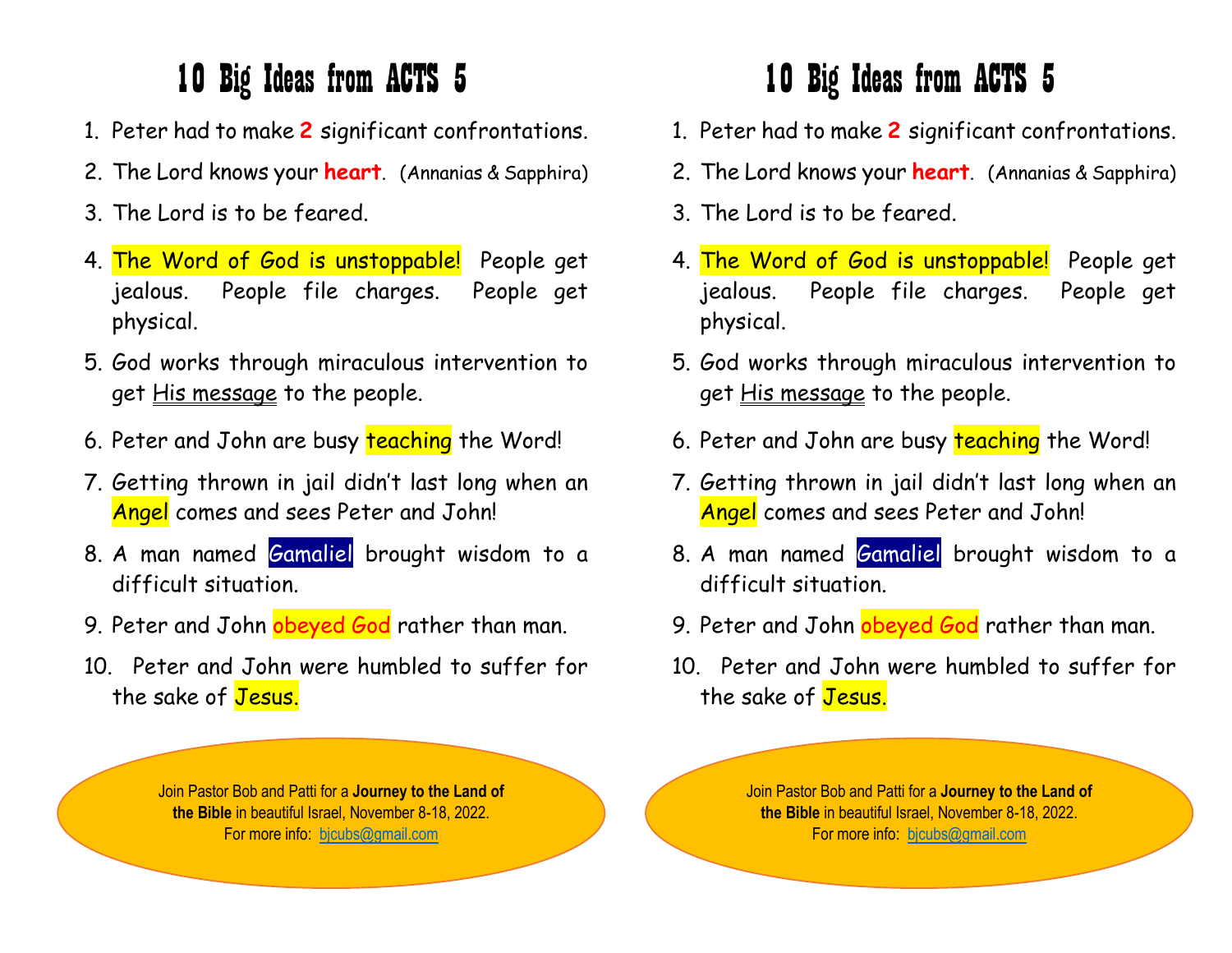# 10 Big Ideas from ACTS 5

1. Peter had to make **2** significant confrontations.
2. The Lord knows your **heart**. (Annanias & Sapphira)
3. The Lord is to be feared.
4. The Word of God is unstoppable! People get jealous. People file charges. People get physical.
5. God works through miraculous intervention to get His message to the people.
6. Peter and John are busy teaching the Word!
7. Getting thrown in jail didn't last long when an Angel comes and sees Peter and John!
8. A man named Gamaliel brought wisdom to a difficult situation.
9. Peter and John obeyed God rather than man.
10. Peter and John were humbled to suffer for the sake of Jesus.

Join Pastor Bob and Patti for a **Journey to the Land of the Bible** in beautiful Israel, November 8-18, 2022.
For more info: bjcubs@gmail.com

# 10 Big Ideas from ACTS 5

1. Peter had to make **2** significant confrontations.
2. The Lord knows your **heart**. (Annanias & Sapphira)
3. The Lord is to be feared.
4. The Word of God is unstoppable! People get jealous. People file charges. People get physical.
5. God works through miraculous intervention to get His message to the people.
6. Peter and John are busy teaching the Word!
7. Getting thrown in jail didn't last long when an Angel comes and sees Peter and John!
8. A man named Gamaliel brought wisdom to a difficult situation.
9. Peter and John obeyed God rather than man.
10. Peter and John were humbled to suffer for the sake of Jesus.

Join Pastor Bob and Patti for a **Journey to the Land of the Bible** in beautiful Israel, November 8-18, 2022.
For more info: bjcubs@gmail.com